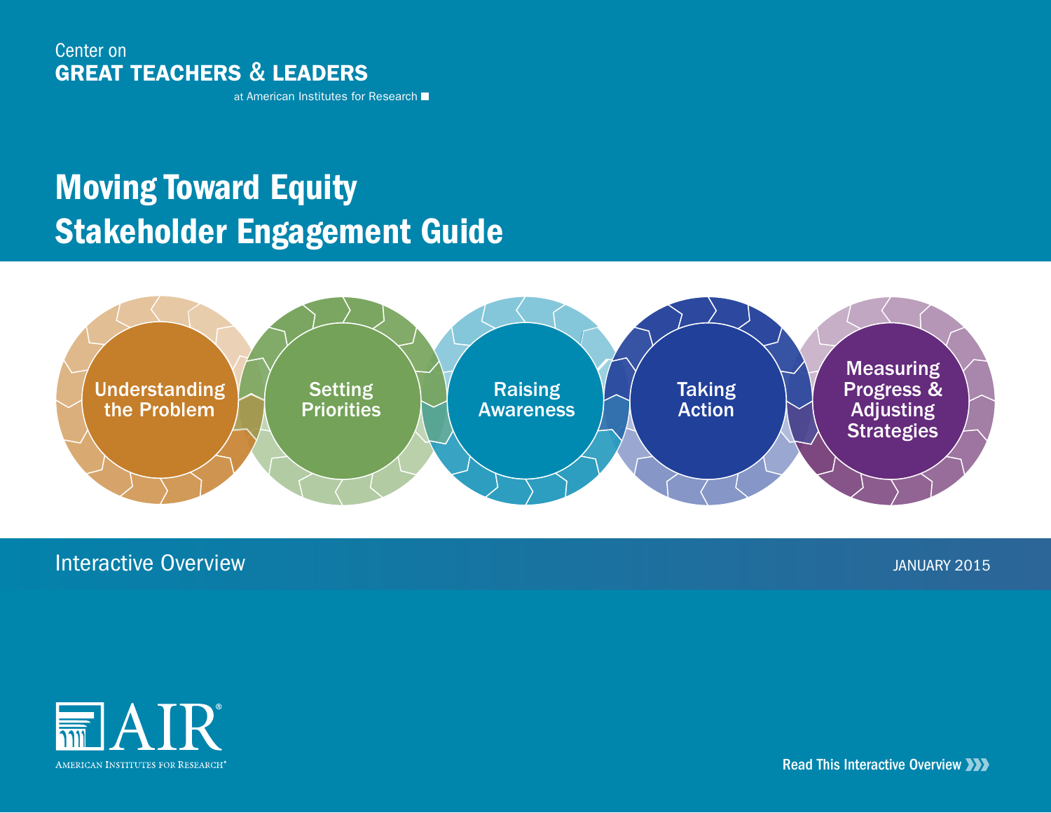Center on
**GREAT TEACHERS & LEADERS**
at American Institutes for Research

# Moving Toward Equity
# Stakeholder Engagement Guide

Understanding the Problem

Setting Priorities

Raising Awareness

Taking Action

Measuring Progress & Adjusting Strategies

Interactive Overview

JANUARY 2015

AIR
AMERICAN INSTITUTES FOR RESEARCH

Read This Interactive Overview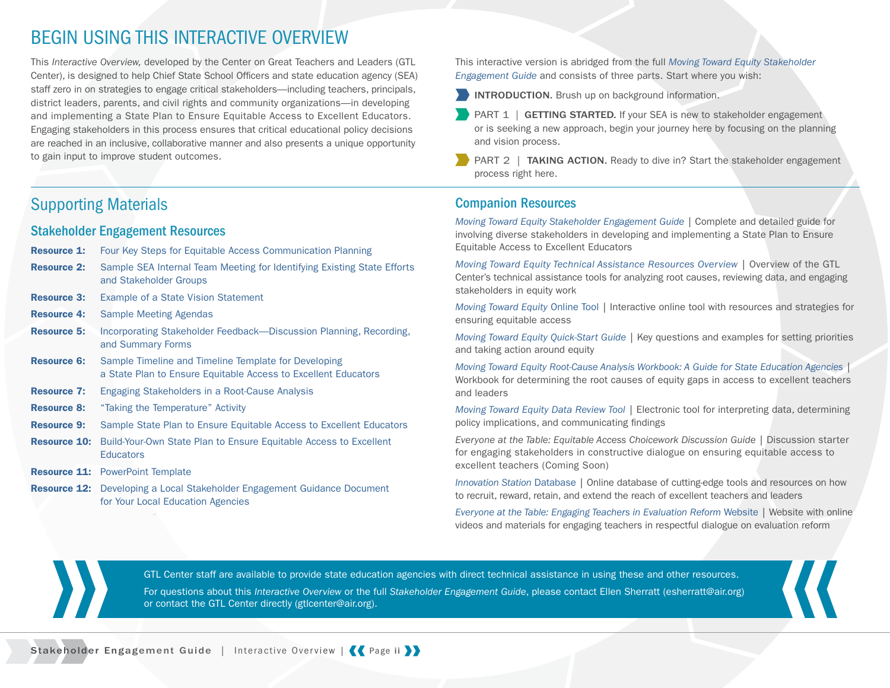# BEGIN USING THIS INTERACTIVE OVERVIEW

This *Interactive Overview,* developed by the Center on Great Teachers and Leaders (GTL Center), is designed to help Chief State School Officers and state education agency (SEA) staff zero in on strategies to engage critical stakeholders—including teachers, principals, district leaders, parents, and civil rights and community organizations—in developing and implementing a State Plan to Ensure Equitable Access to Excellent Educators. Engaging stakeholders in this process ensures that critical educational policy decisions are reached in an inclusive, collaborative manner and also presents a unique opportunity to gain input to improve student outcomes.

This interactive version is abridged from the full *Moving Toward Equity Stakeholder Engagement Guide* and consists of three parts. Start where you wish:

- **INTRODUCTION.** Brush up on background information.
- PART 1 | **GETTING STARTED.** If your SEA is new to stakeholder engagement or is seeking a new approach, begin your journey here by focusing on the planning and vision process.
- PART 2 | **TAKING ACTION.** Ready to dive in? Start the stakeholder engagement process right here.

## Supporting Materials

### Stakeholder Engagement Resources

**Resource 1:** Four Key Steps for Equitable Access Communication Planning

**Resource 2:** Sample SEA Internal Team Meeting for Identifying Existing State Efforts and Stakeholder Groups

**Resource 3:** Example of a State Vision Statement

**Resource 4:** Sample Meeting Agendas

**Resource 5:** Incorporating Stakeholder Feedback—Discussion Planning, Recording, and Summary Forms

**Resource 6:** Sample Timeline and Timeline Template for Developing a State Plan to Ensure Equitable Access to Excellent Educators

**Resource 7:** Engaging Stakeholders in a Root-Cause Analysis

**Resource 8:** "Taking the Temperature" Activity

**Resource 9:** Sample State Plan to Ensure Equitable Access to Excellent Educators

**Resource 10:** Build-Your-Own State Plan to Ensure Equitable Access to Excellent Educators

**Resource 11:** PowerPoint Template

**Resource 12:** Developing a Local Stakeholder Engagement Guidance Document for Your Local Education Agencies

### Companion Resources

*Moving Toward Equity Stakeholder Engagement Guide* | Complete and detailed guide for involving diverse stakeholders in developing and implementing a State Plan to Ensure Equitable Access to Excellent Educators

*Moving Toward Equity Technical Assistance Resources Overview* | Overview of the GTL Center's technical assistance tools for analyzing root causes, reviewing data, and engaging stakeholders in equity work

*Moving Toward Equity* Online Tool | Interactive online tool with resources and strategies for ensuring equitable access

*Moving Toward Equity Quick-Start Guide* | Key questions and examples for setting priorities and taking action around equity

*Moving Toward Equity Root-Cause Analysis Workbook: A Guide for State Education Agencies* | Workbook for determining the root causes of equity gaps in access to excellent teachers and leaders

*Moving Toward Equity Data Review Tool* | Electronic tool for interpreting data, determining policy implications, and communicating findings

*Everyone at the Table: Equitable Access Choicework Discussion Guide* | Discussion starter for engaging stakeholders in constructive dialogue on ensuring equitable access to excellent teachers (Coming Soon)

*Innovation Station* Database | Online database of cutting-edge tools and resources on how to recruit, reward, retain, and extend the reach of excellent teachers and leaders

*Everyone at the Table: Engaging Teachers in Evaluation Reform* Website | Website with online videos and materials for engaging teachers in respectful dialogue on evaluation reform

GTL Center staff are available to provide state education agencies with direct technical assistance in using these and other resources.

For questions about this *Interactive Overview* or the full *Stakeholder Engagement Guide*, please contact Ellen Sherratt (esherratt@air.org) or contact the GTL Center directly (gtlcenter@air.org).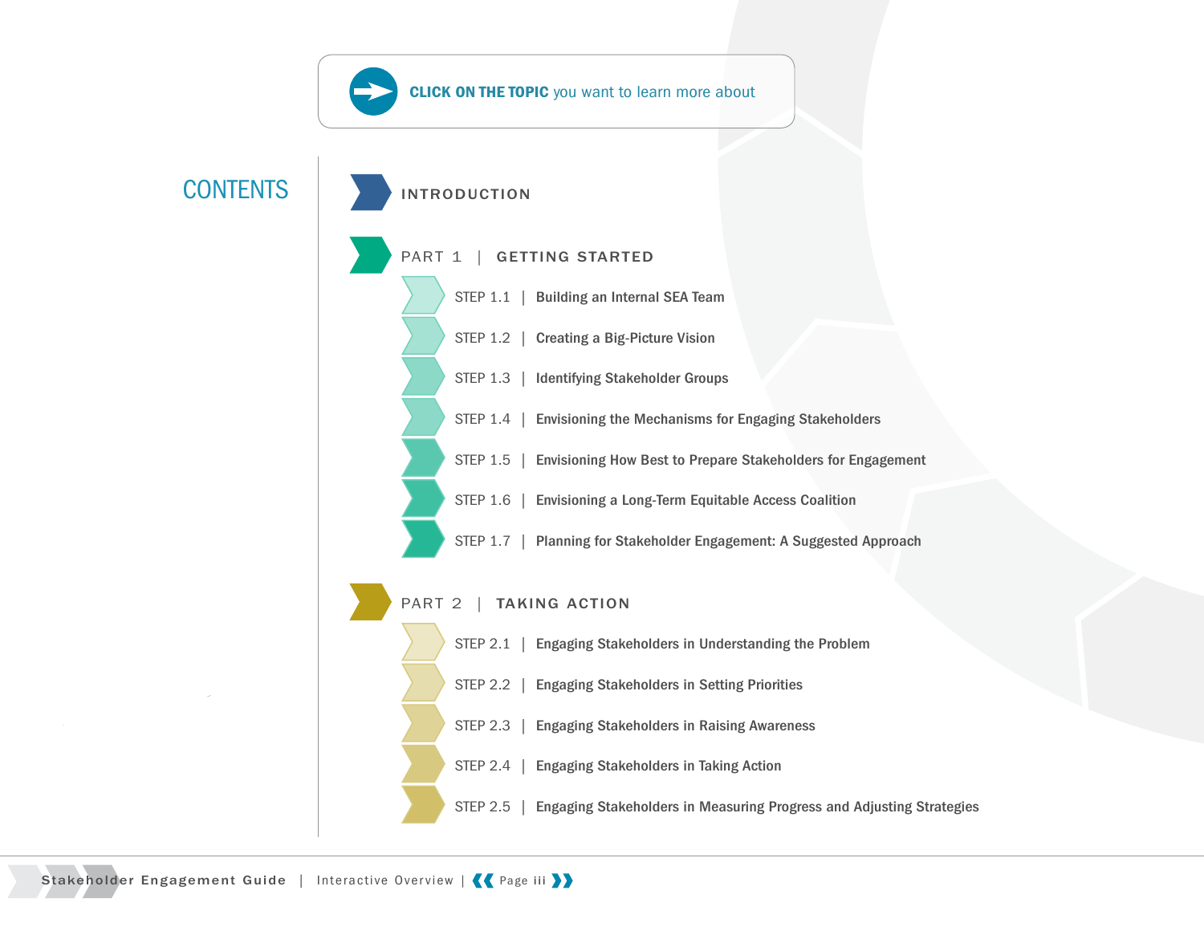**CLICK ON THE TOPIC** you want to learn more about

# CONTENTS

## INTRODUCTION

## PART 1 | GETTING STARTED

- STEP 1.1 | **Building an Internal SEA Team**
- STEP 1.2 | **Creating a Big-Picture Vision**
- STEP 1.3 | **Identifying Stakeholder Groups**
- STEP 1.4 | **Envisioning the Mechanisms for Engaging Stakeholders**
- STEP 1.5 | **Envisioning How Best to Prepare Stakeholders for Engagement**
- STEP 1.6 | **Envisioning a Long-Term Equitable Access Coalition**
- STEP 1.7 | **Planning for Stakeholder Engagement: A Suggested Approach**

## PART 2 | TAKING ACTION

- STEP 2.1 | **Engaging Stakeholders in Understanding the Problem**
- STEP 2.2 | **Engaging Stakeholders in Setting Priorities**
- STEP 2.3 | **Engaging Stakeholders in Raising Awareness**
- STEP 2.4 | **Engaging Stakeholders in Taking Action**
- STEP 2.5 | **Engaging Stakeholders in Measuring Progress and Adjusting Strategies**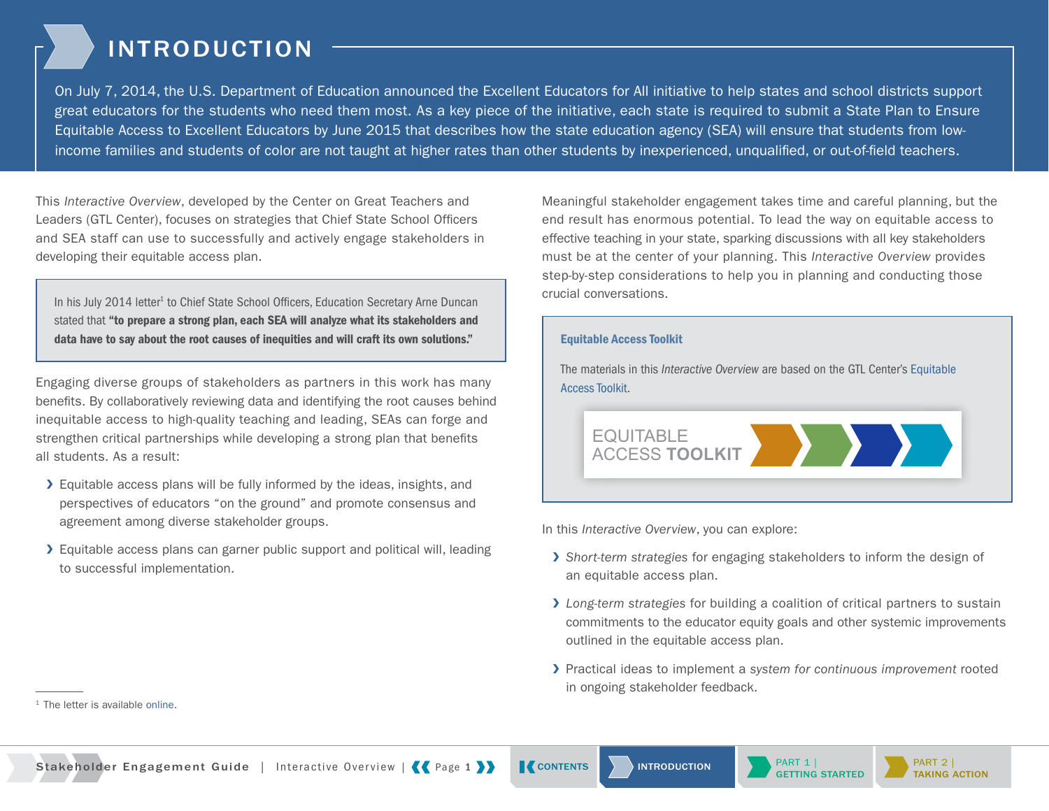# INTRODUCTION

On July 7, 2014, the U.S. Department of Education announced the Excellent Educators for All initiative to help states and school districts support great educators for the students who need them most. As a key piece of the initiative, each state is required to submit a State Plan to Ensure Equitable Access to Excellent Educators by June 2015 that describes how the state education agency (SEA) will ensure that students from low-income families and students of color are not taught at higher rates than other students by inexperienced, unqualified, or out-of-field teachers.

This *Interactive Overview*, developed by the Center on Great Teachers and Leaders (GTL Center), focuses on strategies that Chief State School Officers and SEA staff can use to successfully and actively engage stakeholders in developing their equitable access plan.

> In his July 2014 letter[1] to Chief State School Officers, Education Secretary Arne Duncan stated that **"to prepare a strong plan, each SEA will analyze what its stakeholders and data have to say about the root causes of inequities and will craft its own solutions."**

Engaging diverse groups of stakeholders as partners in this work has many benefits. By collaboratively reviewing data and identifying the root causes behind inequitable access to high-quality teaching and leading, SEAs can forge and strengthen critical partnerships while developing a strong plan that benefits all students. As a result:

- Equitable access plans will be fully informed by the ideas, insights, and perspectives of educators "on the ground" and promote consensus and agreement among diverse stakeholder groups.
- Equitable access plans can garner public support and political will, leading to successful implementation.

Meaningful stakeholder engagement takes time and careful planning, but the end result has enormous potential. To lead the way on equitable access to effective teaching in your state, sparking discussions with all key stakeholders must be at the center of your planning. This *Interactive Overview* provides step-by-step considerations to help you in planning and conducting those crucial conversations.

> **Equitable Access Toolkit**
>
> The materials in this *Interactive Overview* are based on the GTL Center's Equitable Access Toolkit.
>
> EQUITABLE ACCESS **TOOLKIT**

In this *Interactive Overview*, you can explore:

- *Short-term strategies* for engaging stakeholders to inform the design of an equitable access plan.
- *Long-term strategies* for building a coalition of critical partners to sustain commitments to the educator equity goals and other systemic improvements outlined in the equitable access plan.
- Practical ideas to implement a *system for continuous improvement* rooted in ongoing stakeholder feedback.

---

[1] The letter is available online.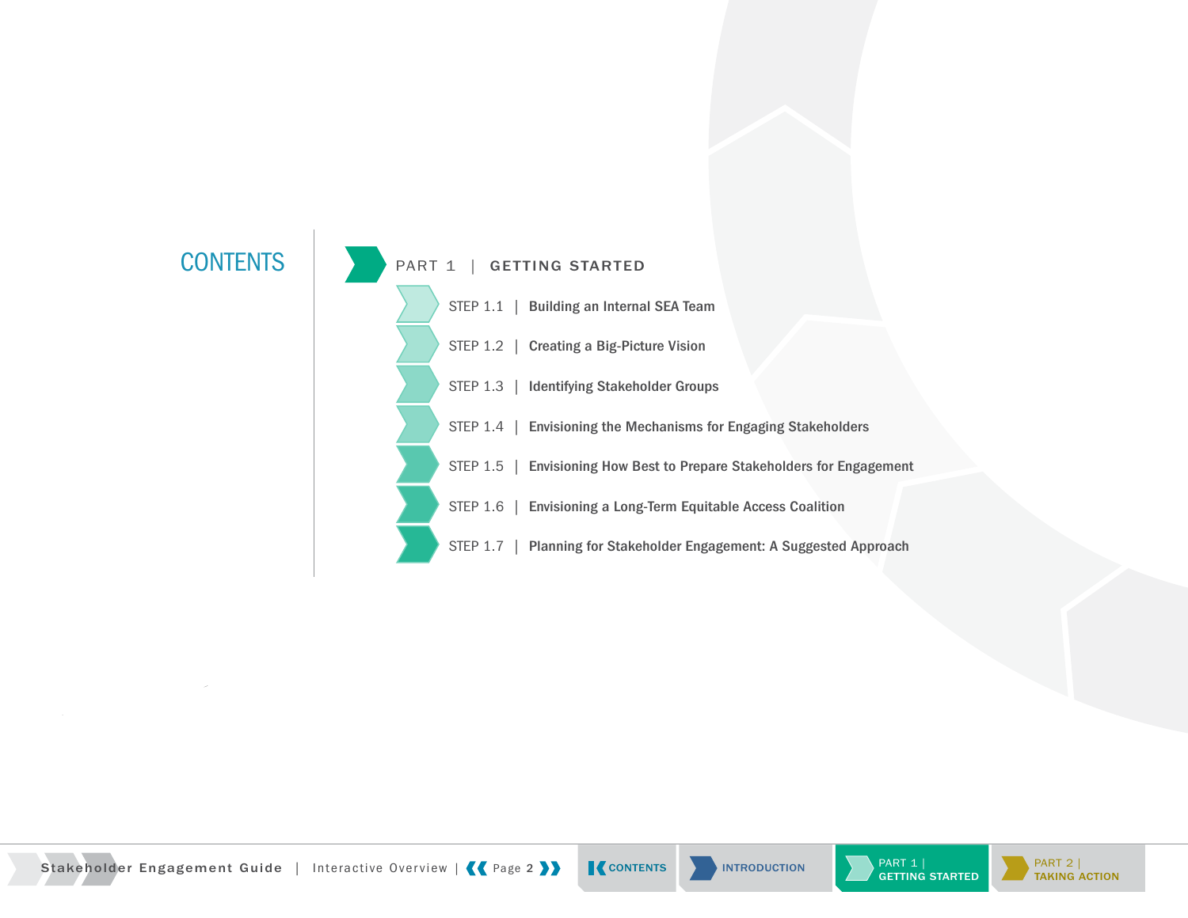# CONTENTS

## PART 1 | GETTING STARTED

- STEP 1.1 | **Building an Internal SEA Team**
- STEP 1.2 | **Creating a Big-Picture Vision**
- STEP 1.3 | **Identifying Stakeholder Groups**
- STEP 1.4 | **Envisioning the Mechanisms for Engaging Stakeholders**
- STEP 1.5 | **Envisioning How Best to Prepare Stakeholders for Engagement**
- STEP 1.6 | **Envisioning a Long-Term Equitable Access Coalition**
- STEP 1.7 | **Planning for Stakeholder Engagement: A Suggested Approach**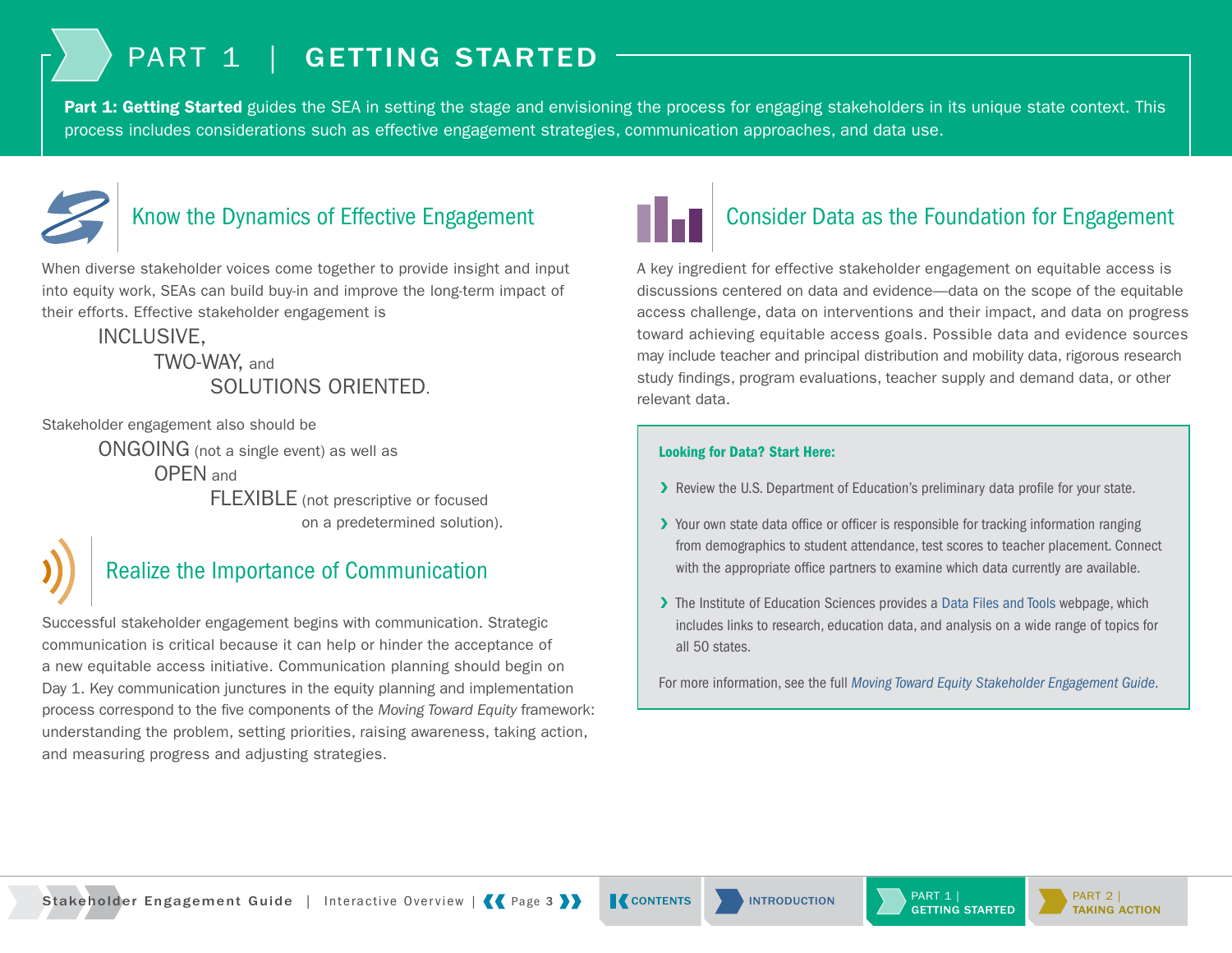# PART 1 | GETTING STARTED

**Part 1: Getting Started** guides the SEA in setting the stage and envisioning the process for engaging stakeholders in its unique state context. This process includes considerations such as effective engagement strategies, communication approaches, and data use.

## Know the Dynamics of Effective Engagement

When diverse stakeholder voices come together to provide insight and input into equity work, SEAs can build buy-in and improve the long-term impact of their efforts. Effective stakeholder engagement is

INCLUSIVE,
TWO-WAY, and
SOLUTIONS ORIENTED.

Stakeholder engagement also should be

ONGOING (not a single event) as well as
OPEN and
FLEXIBLE (not prescriptive or focused on a predetermined solution).

## Realize the Importance of Communication

Successful stakeholder engagement begins with communication. Strategic communication is critical because it can help or hinder the acceptance of a new equitable access initiative. Communication planning should begin on Day 1. Key communication junctures in the equity planning and implementation process correspond to the five components of the *Moving Toward Equity* framework: understanding the problem, setting priorities, raising awareness, taking action, and measuring progress and adjusting strategies.

## Consider Data as the Foundation for Engagement

A key ingredient for effective stakeholder engagement on equitable access is discussions centered on data and evidence—data on the scope of the equitable access challenge, data on interventions and their impact, and data on progress toward achieving equitable access goals. Possible data and evidence sources may include teacher and principal distribution and mobility data, rigorous research study findings, program evaluations, teacher supply and demand data, or other relevant data.

**Looking for Data? Start Here:**

- Review the U.S. Department of Education's preliminary data profile for your state.
- Your own state data office or officer is responsible for tracking information ranging from demographics to student attendance, test scores to teacher placement. Connect with the appropriate office partners to examine which data currently are available.
- The Institute of Education Sciences provides a Data Files and Tools webpage, which includes links to research, education data, and analysis on a wide range of topics for all 50 states.

For more information, see the full *Moving Toward Equity Stakeholder Engagement Guide*.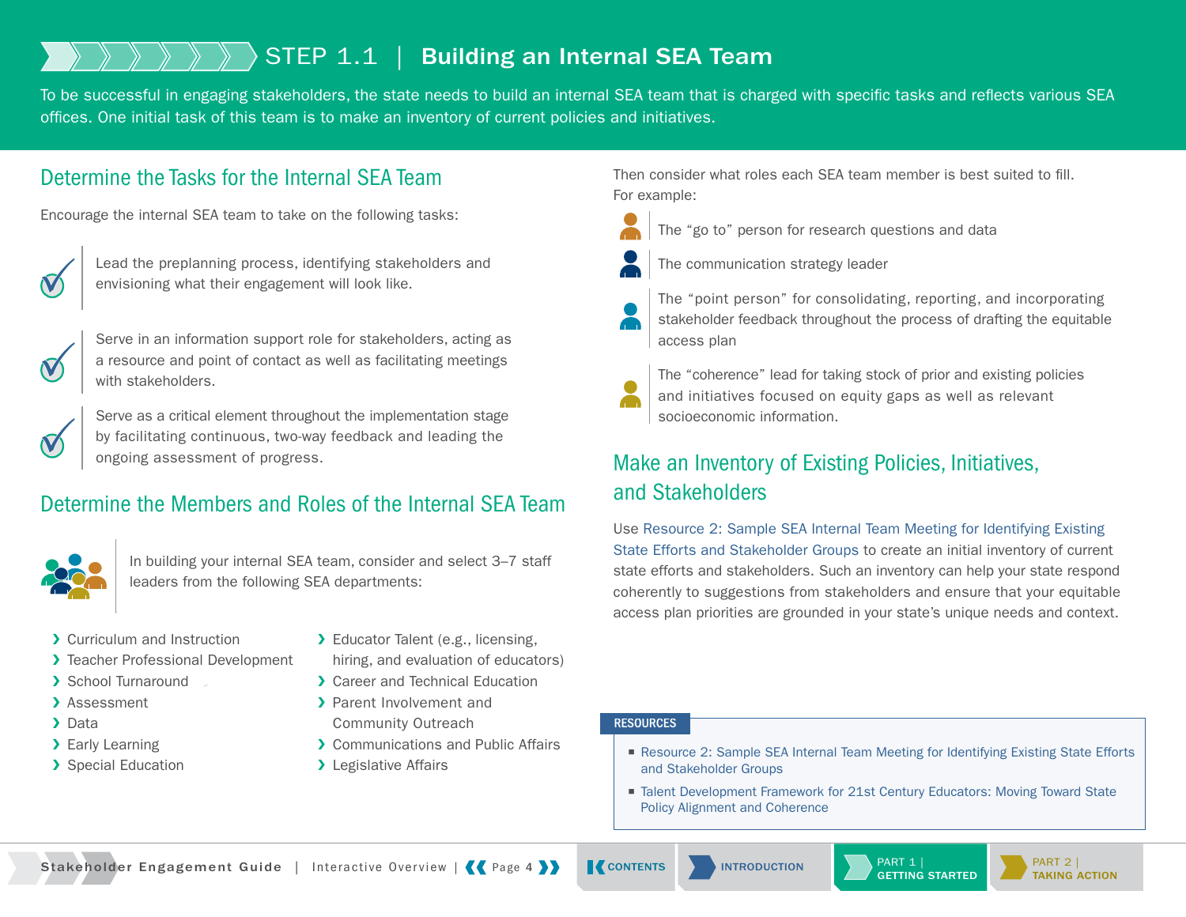# STEP 1.1 | Building an Internal SEA Team

To be successful in engaging stakeholders, the state needs to build an internal SEA team that is charged with specific tasks and reflects various SEA offices. One initial task of this team is to make an inventory of current policies and initiatives.

## Determine the Tasks for the Internal SEA Team

Encourage the internal SEA team to take on the following tasks:

- Lead the preplanning process, identifying stakeholders and envisioning what their engagement will look like.
- Serve in an information support role for stakeholders, acting as a resource and point of contact as well as facilitating meetings with stakeholders.
- Serve as a critical element throughout the implementation stage by facilitating continuous, two-way feedback and leading the ongoing assessment of progress.

## Determine the Members and Roles of the Internal SEA Team

In building your internal SEA team, consider and select 3–7 staff leaders from the following SEA departments:

- Curriculum and Instruction
- Teacher Professional Development
- School Turnaround
- Assessment
- Data
- Early Learning
- Special Education
- Educator Talent (e.g., licensing, hiring, and evaluation of educators)
- Career and Technical Education
- Parent Involvement and Community Outreach
- Communications and Public Affairs
- Legislative Affairs

Then consider what roles each SEA team member is best suited to fill. For example:

- The "go to" person for research questions and data
- The communication strategy leader
- The "point person" for consolidating, reporting, and incorporating stakeholder feedback throughout the process of drafting the equitable access plan
- The "coherence" lead for taking stock of prior and existing policies and initiatives focused on equity gaps as well as relevant socioeconomic information.

## Make an Inventory of Existing Policies, Initiatives, and Stakeholders

Use Resource 2: Sample SEA Internal Team Meeting for Identifying Existing State Efforts and Stakeholder Groups to create an initial inventory of current state efforts and stakeholders. Such an inventory can help your state respond coherently to suggestions from stakeholders and ensure that your equitable access plan priorities are grounded in your state's unique needs and context.

**RESOURCES**

- Resource 2: Sample SEA Internal Team Meeting for Identifying Existing State Efforts and Stakeholder Groups
- Talent Development Framework for 21st Century Educators: Moving Toward State Policy Alignment and Coherence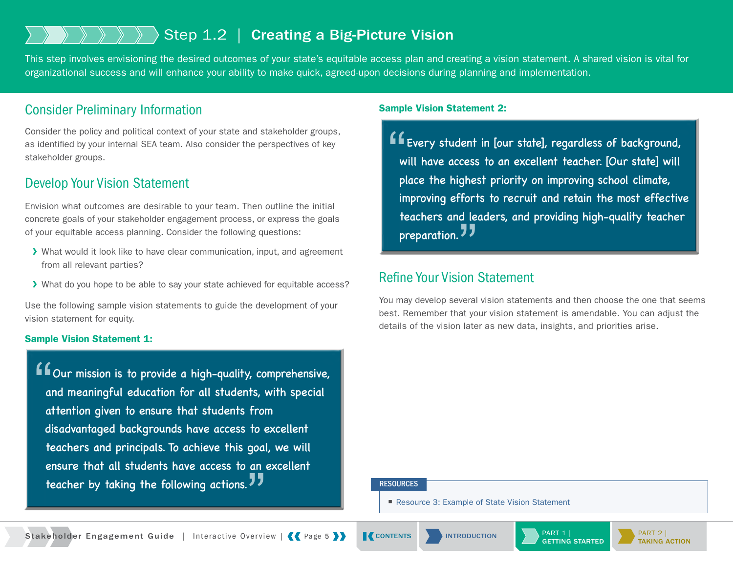## Step 1.2 | Creating a Big-Picture Vision

This step involves envisioning the desired outcomes of your state's equitable access plan and creating a vision statement. A shared vision is vital for organizational success and will enhance your ability to make quick, agreed-upon decisions during planning and implementation.

### Consider Preliminary Information

Consider the policy and political context of your state and stakeholder groups, as identified by your internal SEA team. Also consider the perspectives of key stakeholder groups.

### Develop Your Vision Statement

Envision what outcomes are desirable to your team. Then outline the initial concrete goals of your stakeholder engagement process, or express the goals of your equitable access planning. Consider the following questions:

- What would it look like to have clear communication, input, and agreement from all relevant parties?
- What do you hope to be able to say your state achieved for equitable access?

Use the following sample vision statements to guide the development of your vision statement for equity.

**Sample Vision Statement 1:**

> "Our mission is to provide a high-quality, comprehensive, and meaningful education for all students, with special attention given to ensure that students from disadvantaged backgrounds have access to excellent teachers and principals. To achieve this goal, we will ensure that all students have access to an excellent teacher by taking the following actions."

**Sample Vision Statement 2:**

> "Every student in [our state], regardless of background, will have access to an excellent teacher. [Our state] will place the highest priority on improving school climate, improving efforts to recruit and retain the most effective teachers and leaders, and providing high-quality teacher preparation."

### Refine Your Vision Statement

You may develop several vision statements and then choose the one that seems best. Remember that your vision statement is amendable. You can adjust the details of the vision later as new data, insights, and priorities arise.

**RESOURCES**

- Resource 3: Example of State Vision Statement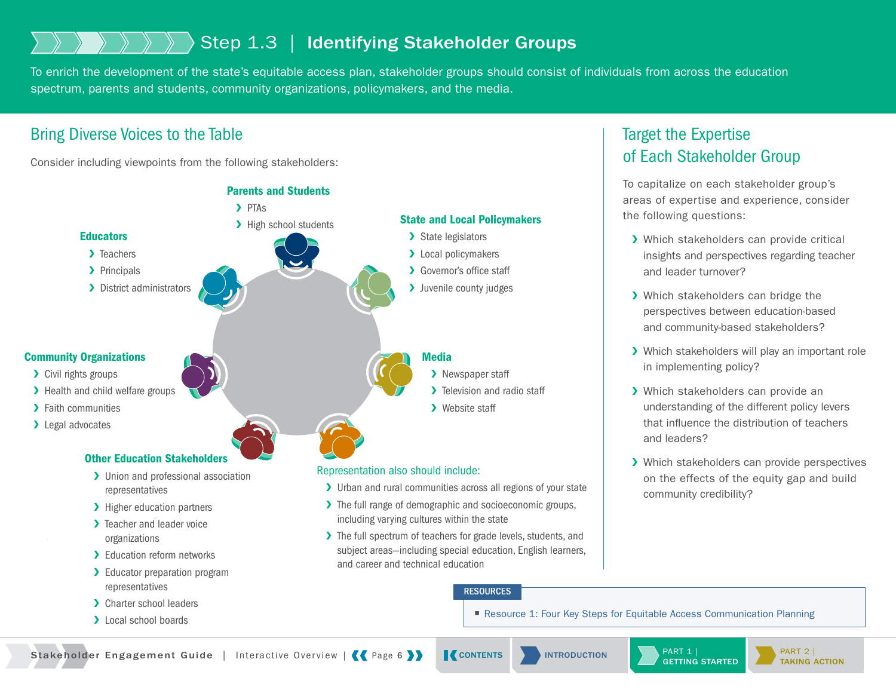# Step 1.3 | Identifying Stakeholder Groups

To enrich the development of the state's equitable access plan, stakeholder groups should consist of individuals from across the education spectrum, parents and students, community organizations, policymakers, and the media.

## Bring Diverse Voices to the Table

Consider including viewpoints from the following stakeholders:

**Parents and Students**

- PTAs
- High school students

**State and Local Policymakers**

- State legislators
- Local policymakers
- Governor's office staff
- Juvenile county judges

**Educators**

- Teachers
- Principals
- District administrators

**Media**

- Newspaper staff
- Television and radio staff
- Website staff

**Community Organizations**

- Civil rights groups
- Health and child welfare groups
- Faith communities
- Legal advocates

**Other Education Stakeholders**

- Union and professional association representatives
- Higher education partners
- Teacher and leader voice organizations
- Education reform networks
- Educator preparation program representatives
- Charter school leaders
- Local school boards

Representation also should include:

- Urban and rural communities across all regions of your state
- The full range of demographic and socioeconomic groups, including varying cultures within the state
- The full spectrum of teachers for grade levels, students, and subject areas—including special education, English learners, and career and technical education

## Target the Expertise of Each Stakeholder Group

To capitalize on each stakeholder group's areas of expertise and experience, consider the following questions:

- Which stakeholders can provide critical insights and perspectives regarding teacher and leader turnover?
- Which stakeholders can bridge the perspectives between education-based and community-based stakeholders?
- Which stakeholders will play an important role in implementing policy?
- Which stakeholders can provide an understanding of the different policy levers that influence the distribution of teachers and leaders?
- Which stakeholders can provide perspectives on the effects of the equity gap and build community credibility?

**RESOURCES**

- Resource 1: Four Key Steps for Equitable Access Communication Planning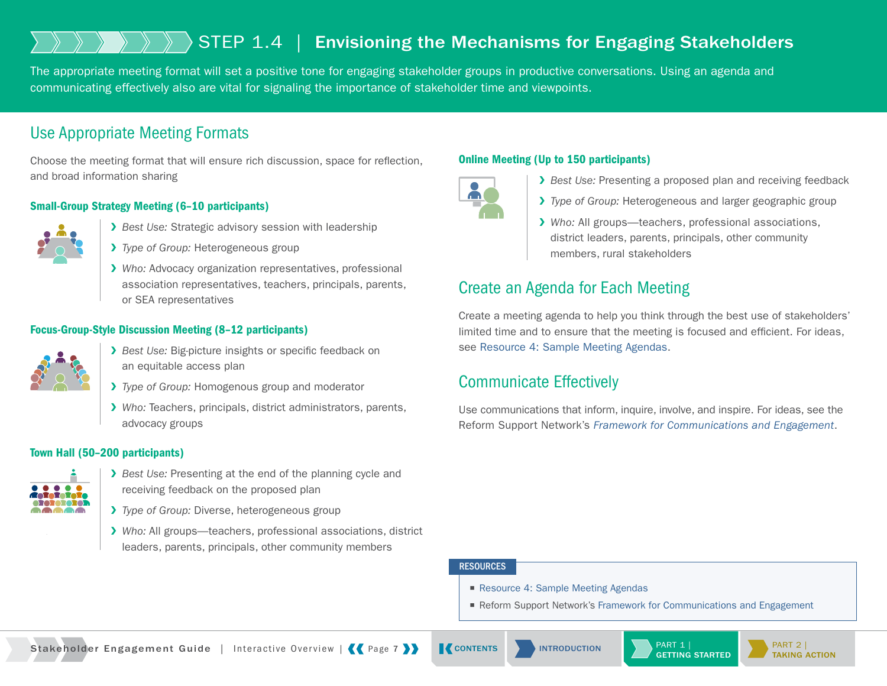# STEP 1.4 | Envisioning the Mechanisms for Engaging Stakeholders

The appropriate meeting format will set a positive tone for engaging stakeholder groups in productive conversations. Using an agenda and communicating effectively also are vital for signaling the importance of stakeholder time and viewpoints.

## Use Appropriate Meeting Formats

Choose the meeting format that will ensure rich discussion, space for reflection, and broad information sharing

### Small-Group Strategy Meeting (6–10 participants)

- *Best Use:* Strategic advisory session with leadership
- *Type of Group:* Heterogeneous group
- *Who:* Advocacy organization representatives, professional association representatives, teachers, principals, parents, or SEA representatives

### Focus-Group-Style Discussion Meeting (8–12 participants)

- *Best Use:* Big-picture insights or specific feedback on an equitable access plan
- *Type of Group:* Homogenous group and moderator
- *Who:* Teachers, principals, district administrators, parents, advocacy groups

### Town Hall (50–200 participants)

- *Best Use:* Presenting at the end of the planning cycle and receiving feedback on the proposed plan
- *Type of Group:* Diverse, heterogeneous group
- *Who:* All groups—teachers, professional associations, district leaders, parents, principals, other community members

### Online Meeting (Up to 150 participants)

- *Best Use:* Presenting a proposed plan and receiving feedback
- *Type of Group:* Heterogeneous and larger geographic group
- *Who:* All groups—teachers, professional associations, district leaders, parents, principals, other community members, rural stakeholders

## Create an Agenda for Each Meeting

Create a meeting agenda to help you think through the best use of stakeholders' limited time and to ensure that the meeting is focused and efficient. For ideas, see Resource 4: Sample Meeting Agendas.

## Communicate Effectively

Use communications that inform, inquire, involve, and inspire. For ideas, see the Reform Support Network's *Framework for Communications and Engagement*.

**RESOURCES**

- Resource 4: Sample Meeting Agendas
- Reform Support Network's Framework for Communications and Engagement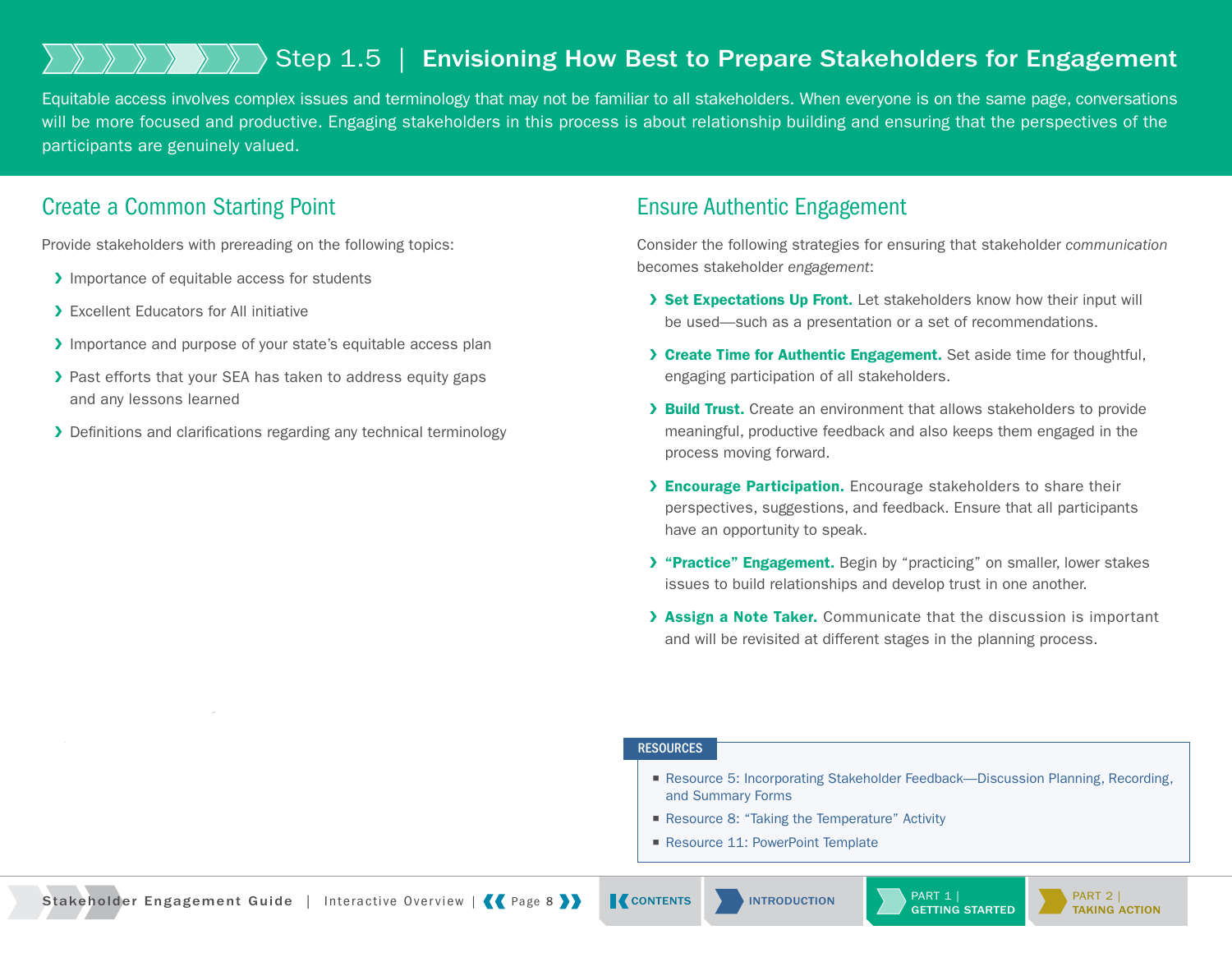# Step 1.5 | Envisioning How Best to Prepare Stakeholders for Engagement

Equitable access involves complex issues and terminology that may not be familiar to all stakeholders. When everyone is on the same page, conversations will be more focused and productive. Engaging stakeholders in this process is about relationship building and ensuring that the perspectives of the participants are genuinely valued.

## Create a Common Starting Point

Provide stakeholders with prereading on the following topics:

- Importance of equitable access for students
- Excellent Educators for All initiative
- Importance and purpose of your state's equitable access plan
- Past efforts that your SEA has taken to address equity gaps and any lessons learned
- Definitions and clarifications regarding any technical terminology

## Ensure Authentic Engagement

Consider the following strategies for ensuring that stakeholder *communication* becomes stakeholder *engagement*:

- **Set Expectations Up Front.** Let stakeholders know how their input will be used—such as a presentation or a set of recommendations.
- **Create Time for Authentic Engagement.** Set aside time for thoughtful, engaging participation of all stakeholders.
- **Build Trust.** Create an environment that allows stakeholders to provide meaningful, productive feedback and also keeps them engaged in the process moving forward.
- **Encourage Participation.** Encourage stakeholders to share their perspectives, suggestions, and feedback. Ensure that all participants have an opportunity to speak.
- **"Practice" Engagement.** Begin by "practicing" on smaller, lower stakes issues to build relationships and develop trust in one another.
- **Assign a Note Taker.** Communicate that the discussion is important and will be revisited at different stages in the planning process.

### RESOURCES

- Resource 5: Incorporating Stakeholder Feedback—Discussion Planning, Recording, and Summary Forms
- Resource 8: "Taking the Temperature" Activity
- Resource 11: PowerPoint Template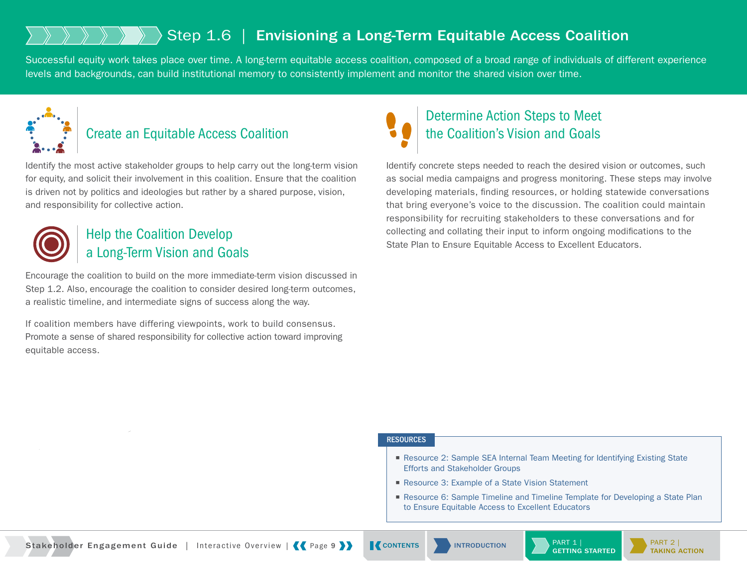# Step 1.6 | Envisioning a Long-Term Equitable Access Coalition

Successful equity work takes place over time. A long-term equitable access coalition, composed of a broad range of individuals of different experience levels and backgrounds, can build institutional memory to consistently implement and monitor the shared vision over time.

## Create an Equitable Access Coalition

Identify the most active stakeholder groups to help carry out the long-term vision for equity, and solicit their involvement in this coalition. Ensure that the coalition is driven not by politics and ideologies but rather by a shared purpose, vision, and responsibility for collective action.

## Help the Coalition Develop a Long-Term Vision and Goals

Encourage the coalition to build on the more immediate-term vision discussed in Step 1.2. Also, encourage the coalition to consider desired long-term outcomes, a realistic timeline, and intermediate signs of success along the way.

If coalition members have differing viewpoints, work to build consensus. Promote a sense of shared responsibility for collective action toward improving equitable access.

## Determine Action Steps to Meet the Coalition's Vision and Goals

Identify concrete steps needed to reach the desired vision or outcomes, such as social media campaigns and progress monitoring. These steps may involve developing materials, finding resources, or holding statewide conversations that bring everyone's voice to the discussion. The coalition could maintain responsibility for recruiting stakeholders to these conversations and for collecting and collating their input to inform ongoing modifications to the State Plan to Ensure Equitable Access to Excellent Educators.

### RESOURCES

- Resource 2: Sample SEA Internal Team Meeting for Identifying Existing State Efforts and Stakeholder Groups
- Resource 3: Example of a State Vision Statement
- Resource 6: Sample Timeline and Timeline Template for Developing a State Plan to Ensure Equitable Access to Excellent Educators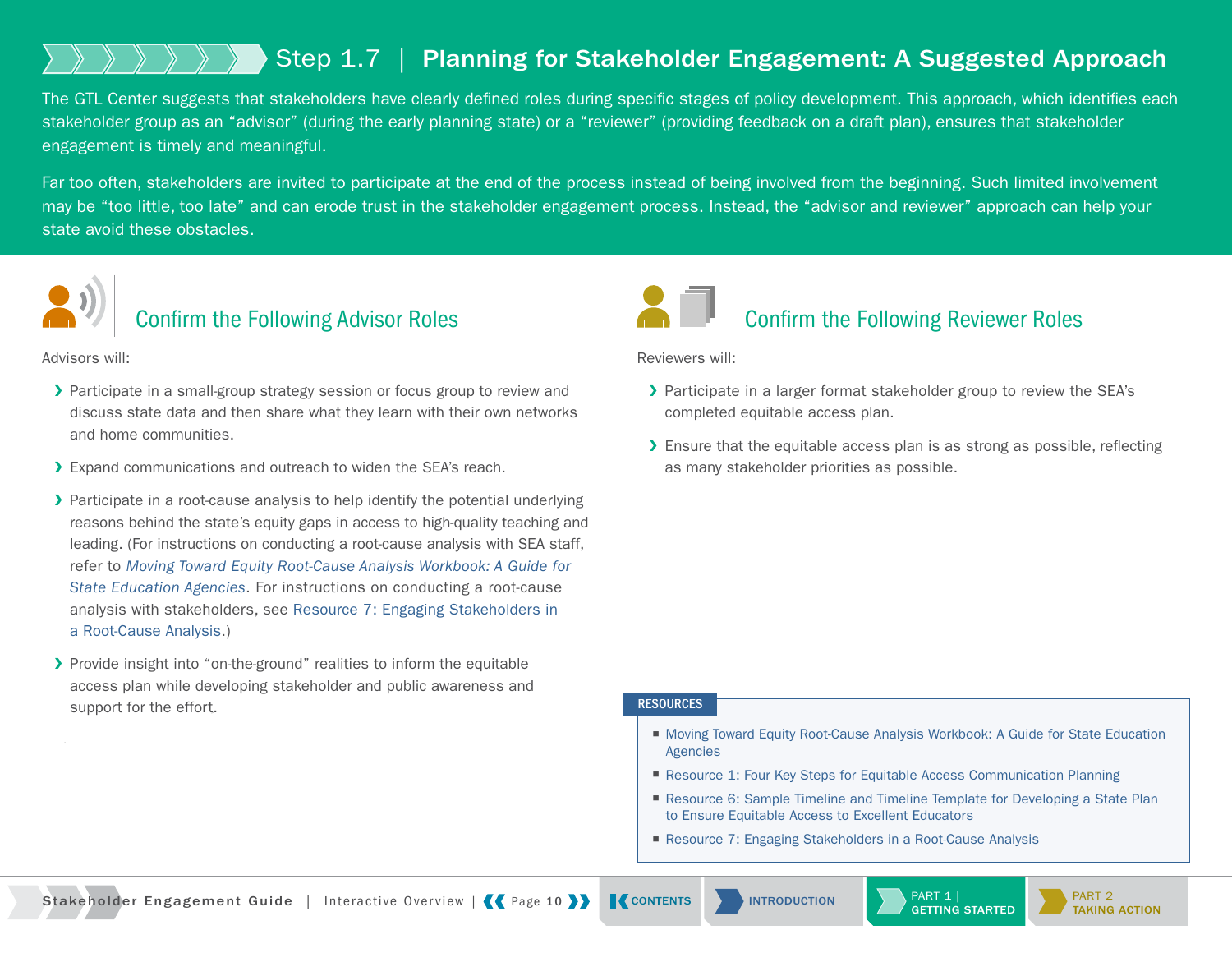# Step 1.7 | Planning for Stakeholder Engagement: A Suggested Approach

The GTL Center suggests that stakeholders have clearly defined roles during specific stages of policy development. This approach, which identifies each stakeholder group as an "advisor" (during the early planning state) or a "reviewer" (providing feedback on a draft plan), ensures that stakeholder engagement is timely and meaningful.

Far too often, stakeholders are invited to participate at the end of the process instead of being involved from the beginning. Such limited involvement may be "too little, too late" and can erode trust in the stakeholder engagement process. Instead, the "advisor and reviewer" approach can help your state avoid these obstacles.

## Confirm the Following Advisor Roles

Advisors will:

- Participate in a small-group strategy session or focus group to review and discuss state data and then share what they learn with their own networks and home communities.
- Expand communications and outreach to widen the SEA's reach.
- Participate in a root-cause analysis to help identify the potential underlying reasons behind the state's equity gaps in access to high-quality teaching and leading. (For instructions on conducting a root-cause analysis with SEA staff, refer to *Moving Toward Equity Root-Cause Analysis Workbook: A Guide for State Education Agencies*. For instructions on conducting a root-cause analysis with stakeholders, see Resource 7: Engaging Stakeholders in a Root-Cause Analysis.)
- Provide insight into "on-the-ground" realities to inform the equitable access plan while developing stakeholder and public awareness and support for the effort.

## Confirm the Following Reviewer Roles

Reviewers will:

- Participate in a larger format stakeholder group to review the SEA's completed equitable access plan.
- Ensure that the equitable access plan is as strong as possible, reflecting as many stakeholder priorities as possible.

**RESOURCES**

- Moving Toward Equity Root-Cause Analysis Workbook: A Guide for State Education Agencies
- Resource 1: Four Key Steps for Equitable Access Communication Planning
- Resource 6: Sample Timeline and Timeline Template for Developing a State Plan to Ensure Equitable Access to Excellent Educators
- Resource 7: Engaging Stakeholders in a Root-Cause Analysis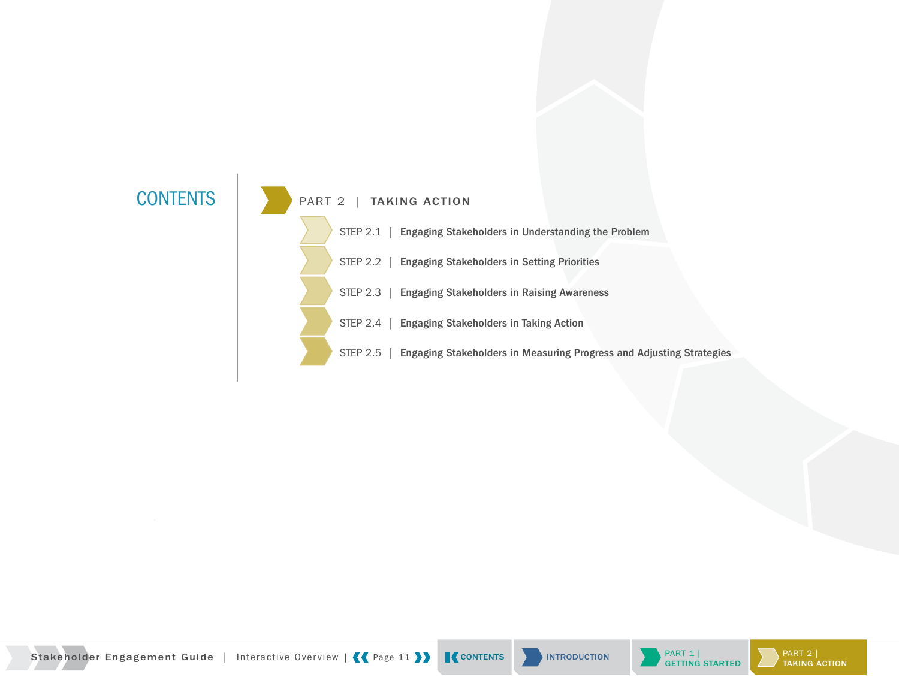# CONTENTS

## PART 2 | TAKING ACTION

- STEP 2.1 | **Engaging Stakeholders in Understanding the Problem**
- STEP 2.2 | **Engaging Stakeholders in Setting Priorities**
- STEP 2.3 | **Engaging Stakeholders in Raising Awareness**
- STEP 2.4 | **Engaging Stakeholders in Taking Action**
- STEP 2.5 | **Engaging Stakeholders in Measuring Progress and Adjusting Strategies**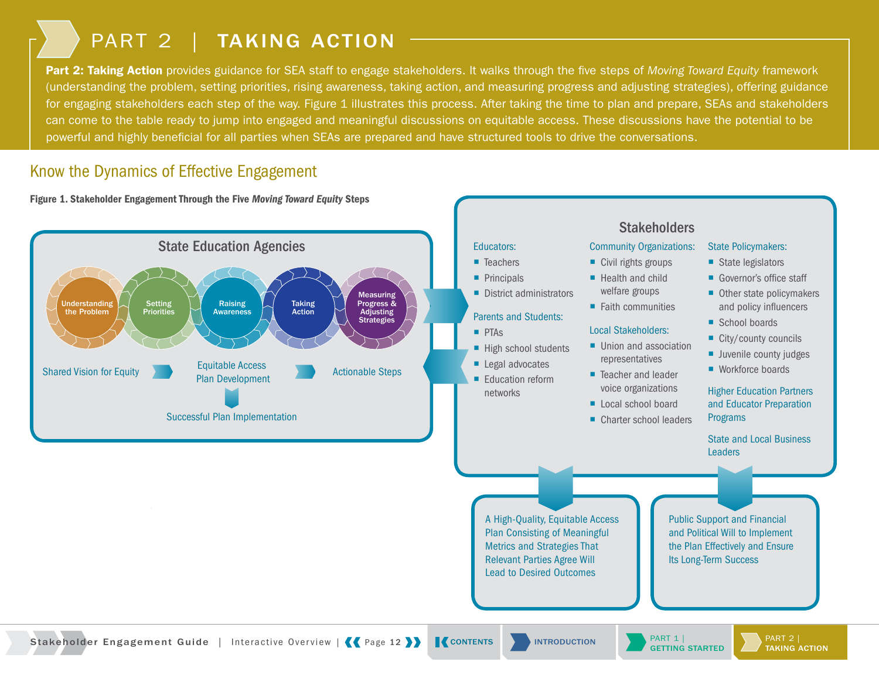# PART 2 | TAKING ACTION

**Part 2: Taking Action** provides guidance for SEA staff to engage stakeholders. It walks through the five steps of *Moving Toward Equity* framework (understanding the problem, setting priorities, rising awareness, taking action, and measuring progress and adjusting strategies), offering guidance for engaging stakeholders each step of the way. Figure 1 illustrates this process. After taking the time to plan and prepare, SEAs and stakeholders can come to the table ready to jump into engaged and meaningful discussions on equitable access. These discussions have the potential to be powerful and highly beneficial for all parties when SEAs are prepared and have structured tools to drive the conversations.

## Know the Dynamics of Effective Engagement

**Figure 1. Stakeholder Engagement Through the Five *Moving Toward Equity* Steps**

### State Education Agencies

Understanding the Problem → Setting Priorities → Raising Awareness → Taking Action → Measuring Progress & Adjusting Strategies

Shared Vision for Equity → Equitable Access Plan Development → Actionable Steps

Successful Plan Implementation

### Stakeholders

Educators:

- Teachers
- Principals
- District administrators

Parents and Students:

- PTAs
- High school students
- Legal advocates
- Education reform networks

Community Organizations:

- Civil rights groups
- Health and child welfare groups
- Faith communities

Local Stakeholders:

- Union and association representatives
- Teacher and leader voice organizations
- Local school board
- Charter school leaders

State Policymakers:

- State legislators
- Governor's office staff
- Other state policymakers and policy influencers
- School boards
- City/county councils
- Juvenile county judges
- Workforce boards

Higher Education Partners and Educator Preparation Programs

State and Local Business Leaders

A High-Quality, Equitable Access Plan Consisting of Meaningful Metrics and Strategies That Relevant Parties Agree Will Lead to Desired Outcomes

Public Support and Financial and Political Will to Implement the Plan Effectively and Ensure Its Long-Term Success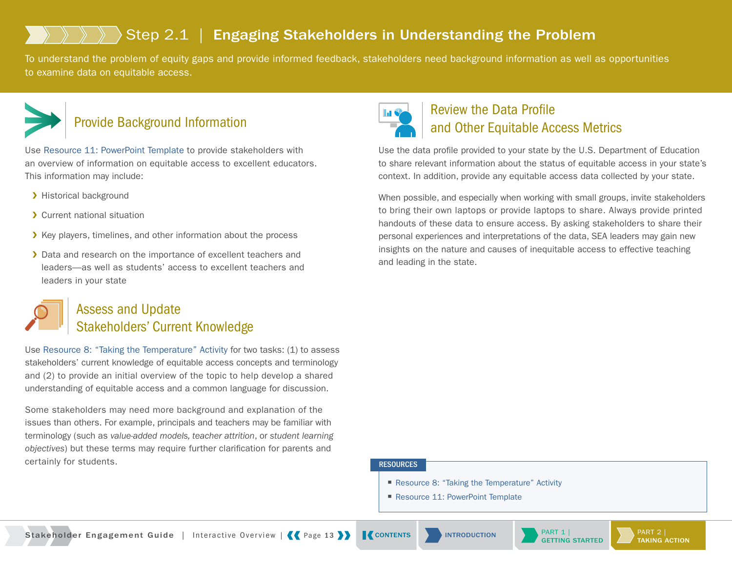# Step 2.1 | Engaging Stakeholders in Understanding the Problem

To understand the problem of equity gaps and provide informed feedback, stakeholders need background information as well as opportunities to examine data on equitable access.

## Provide Background Information

Use Resource 11: PowerPoint Template to provide stakeholders with an overview of information on equitable access to excellent educators. This information may include:

- Historical background
- Current national situation
- Key players, timelines, and other information about the process
- Data and research on the importance of excellent teachers and leaders—as well as students' access to excellent teachers and leaders in your state

## Assess and Update Stakeholders' Current Knowledge

Use Resource 8: "Taking the Temperature" Activity for two tasks: (1) to assess stakeholders' current knowledge of equitable access concepts and terminology and (2) to provide an initial overview of the topic to help develop a shared understanding of equitable access and a common language for discussion.

Some stakeholders may need more background and explanation of the issues than others. For example, principals and teachers may be familiar with terminology (such as *value-added models, teacher attrition*, or *student learning objectives*) but these terms may require further clarification for parents and certainly for students.

## Review the Data Profile and Other Equitable Access Metrics

Use the data profile provided to your state by the U.S. Department of Education to share relevant information about the status of equitable access in your state's context. In addition, provide any equitable access data collected by your state.

When possible, and especially when working with small groups, invite stakeholders to bring their own laptops or provide laptops to share. Always provide printed handouts of these data to ensure access. By asking stakeholders to share their personal experiences and interpretations of the data, SEA leaders may gain new insights on the nature and causes of inequitable access to effective teaching and leading in the state.

**RESOURCES**

- Resource 8: "Taking the Temperature" Activity
- Resource 11: PowerPoint Template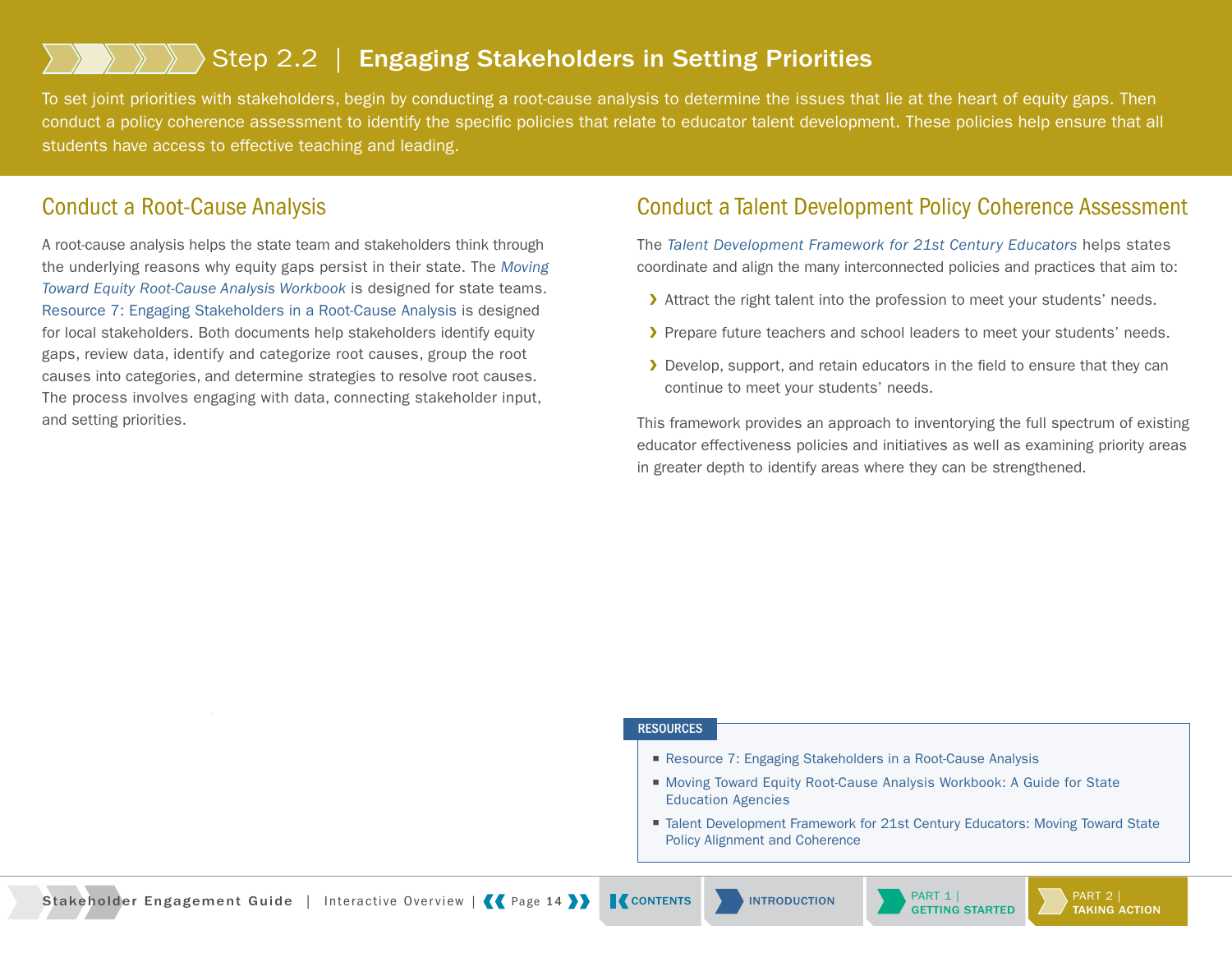# Step 2.2 | Engaging Stakeholders in Setting Priorities

To set joint priorities with stakeholders, begin by conducting a root-cause analysis to determine the issues that lie at the heart of equity gaps. Then conduct a policy coherence assessment to identify the specific policies that relate to educator talent development. These policies help ensure that all students have access to effective teaching and leading.

## Conduct a Root-Cause Analysis

A root-cause analysis helps the state team and stakeholders think through the underlying reasons why equity gaps persist in their state. The *Moving Toward Equity Root-Cause Analysis Workbook* is designed for state teams. Resource 7: Engaging Stakeholders in a Root-Cause Analysis is designed for local stakeholders. Both documents help stakeholders identify equity gaps, review data, identify and categorize root causes, group the root causes into categories, and determine strategies to resolve root causes. The process involves engaging with data, connecting stakeholder input, and setting priorities.

## Conduct a Talent Development Policy Coherence Assessment

The *Talent Development Framework for 21st Century Educators* helps states coordinate and align the many interconnected policies and practices that aim to:

- Attract the right talent into the profession to meet your students' needs.
- Prepare future teachers and school leaders to meet your students' needs.
- Develop, support, and retain educators in the field to ensure that they can continue to meet your students' needs.

This framework provides an approach to inventorying the full spectrum of existing educator effectiveness policies and initiatives as well as examining priority areas in greater depth to identify areas where they can be strengthened.

**RESOURCES**

- Resource 7: Engaging Stakeholders in a Root-Cause Analysis
- Moving Toward Equity Root-Cause Analysis Workbook: A Guide for State Education Agencies
- Talent Development Framework for 21st Century Educators: Moving Toward State Policy Alignment and Coherence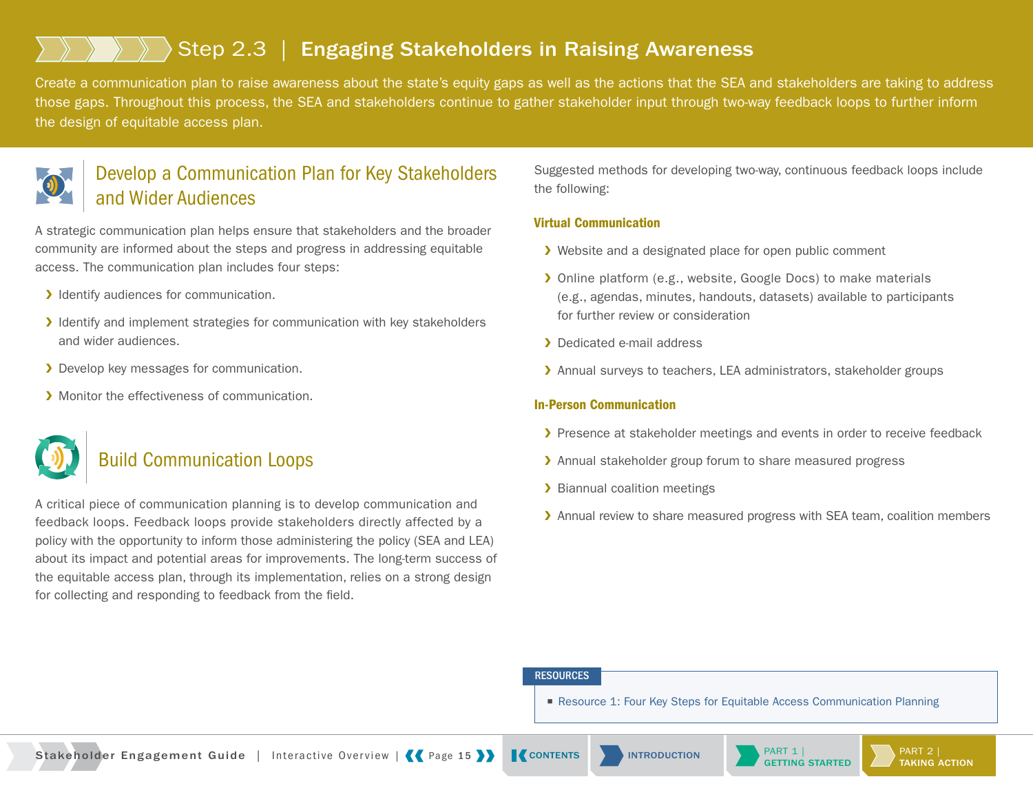# Step 2.3 | Engaging Stakeholders in Raising Awareness

Create a communication plan to raise awareness about the state's equity gaps as well as the actions that the SEA and stakeholders are taking to address those gaps. Throughout this process, the SEA and stakeholders continue to gather stakeholder input through two-way feedback loops to further inform the design of equitable access plan.

## Develop a Communication Plan for Key Stakeholders and Wider Audiences

A strategic communication plan helps ensure that stakeholders and the broader community are informed about the steps and progress in addressing equitable access. The communication plan includes four steps:

- Identify audiences for communication.
- Identify and implement strategies for communication with key stakeholders and wider audiences.
- Develop key messages for communication.
- Monitor the effectiveness of communication.

## Build Communication Loops

A critical piece of communication planning is to develop communication and feedback loops. Feedback loops provide stakeholders directly affected by a policy with the opportunity to inform those administering the policy (SEA and LEA) about its impact and potential areas for improvements. The long-term success of the equitable access plan, through its implementation, relies on a strong design for collecting and responding to feedback from the field.

Suggested methods for developing two-way, continuous feedback loops include the following:

### Virtual Communication

- Website and a designated place for open public comment
- Online platform (e.g., website, Google Docs) to make materials (e.g., agendas, minutes, handouts, datasets) available to participants for further review or consideration
- Dedicated e-mail address
- Annual surveys to teachers, LEA administrators, stakeholder groups

### In-Person Communication

- Presence at stakeholder meetings and events in order to receive feedback
- Annual stakeholder group forum to share measured progress
- Biannual coalition meetings
- Annual review to share measured progress with SEA team, coalition members

**RESOURCES**

- Resource 1: Four Key Steps for Equitable Access Communication Planning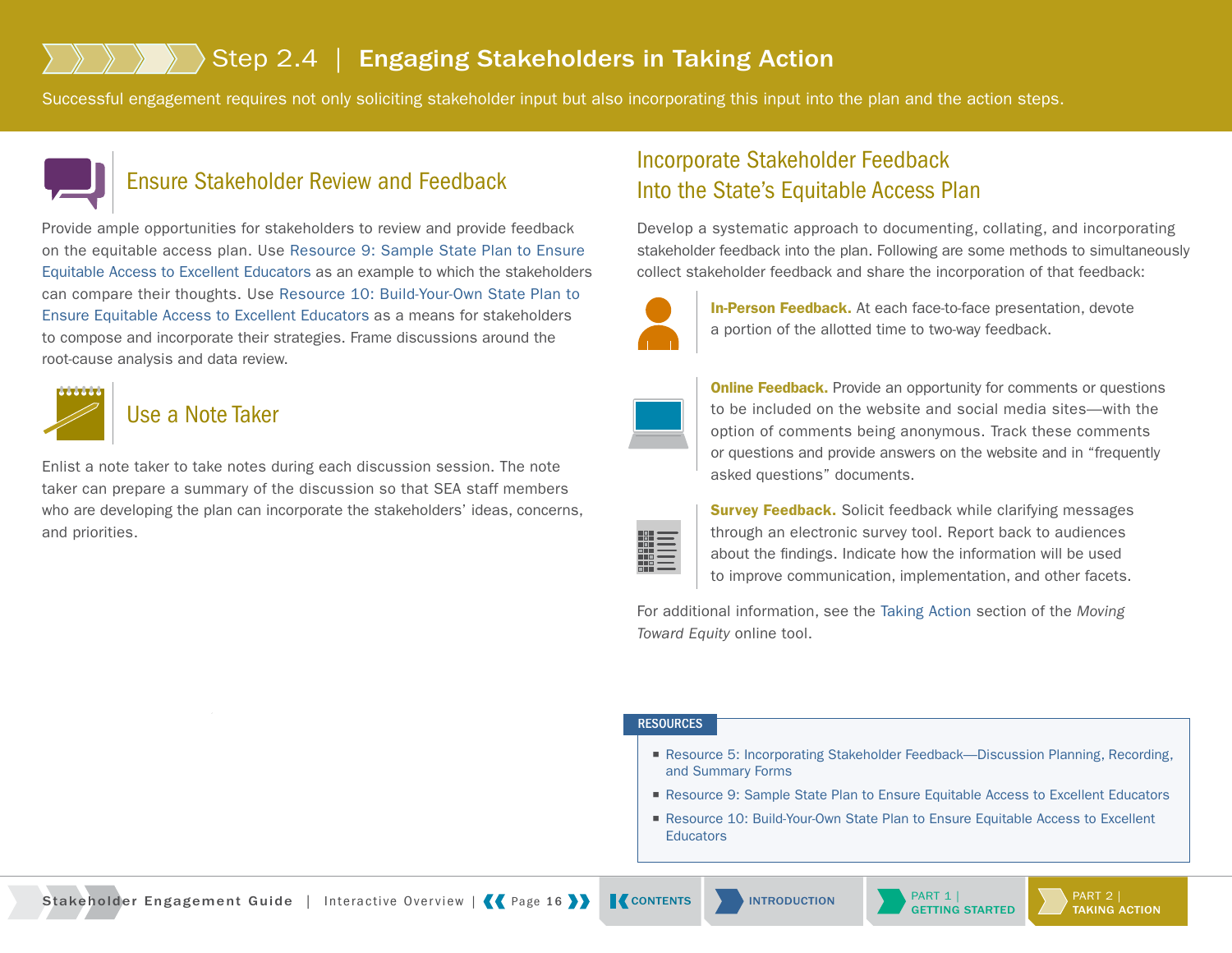# Step 2.4 | Engaging Stakeholders in Taking Action

Successful engagement requires not only soliciting stakeholder input but also incorporating this input into the plan and the action steps.

## Ensure Stakeholder Review and Feedback

Provide ample opportunities for stakeholders to review and provide feedback on the equitable access plan. Use Resource 9: Sample State Plan to Ensure Equitable Access to Excellent Educators as an example to which the stakeholders can compare their thoughts. Use Resource 10: Build-Your-Own State Plan to Ensure Equitable Access to Excellent Educators as a means for stakeholders to compose and incorporate their strategies. Frame discussions around the root-cause analysis and data review.

## Use a Note Taker

Enlist a note taker to take notes during each discussion session. The note taker can prepare a summary of the discussion so that SEA staff members who are developing the plan can incorporate the stakeholders' ideas, concerns, and priorities.

## Incorporate Stakeholder Feedback Into the State's Equitable Access Plan

Develop a systematic approach to documenting, collating, and incorporating stakeholder feedback into the plan. Following are some methods to simultaneously collect stakeholder feedback and share the incorporation of that feedback:

**In-Person Feedback.** At each face-to-face presentation, devote a portion of the allotted time to two-way feedback.

**Online Feedback.** Provide an opportunity for comments or questions to be included on the website and social media sites—with the option of comments being anonymous. Track these comments or questions and provide answers on the website and in "frequently asked questions" documents.

**Survey Feedback.** Solicit feedback while clarifying messages through an electronic survey tool. Report back to audiences about the findings. Indicate how the information will be used to improve communication, implementation, and other facets.

For additional information, see the Taking Action section of the *Moving Toward Equity* online tool.

### RESOURCES

- Resource 5: Incorporating Stakeholder Feedback—Discussion Planning, Recording, and Summary Forms
- Resource 9: Sample State Plan to Ensure Equitable Access to Excellent Educators
- Resource 10: Build-Your-Own State Plan to Ensure Equitable Access to Excellent Educators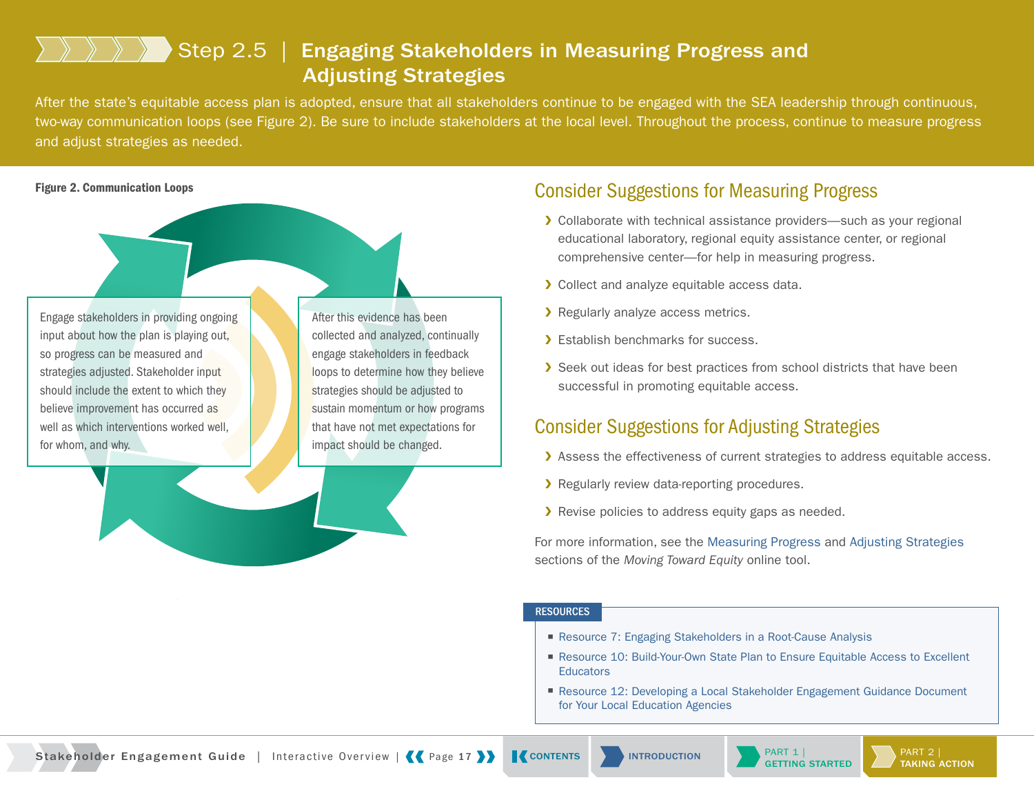# Step 2.5 | Engaging Stakeholders in Measuring Progress and Adjusting Strategies

After the state's equitable access plan is adopted, ensure that all stakeholders continue to be engaged with the SEA leadership through continuous, two-way communication loops (see Figure 2). Be sure to include stakeholders at the local level. Throughout the process, continue to measure progress and adjust strategies as needed.

**Figure 2. Communication Loops**

Engage stakeholders in providing ongoing input about how the plan is playing out, so progress can be measured and strategies adjusted. Stakeholder input should include the extent to which they believe improvement has occurred as well as which interventions worked well, for whom, and why.

After this evidence has been collected and analyzed, continually engage stakeholders in feedback loops to determine how they believe strategies should be adjusted to sustain momentum or how programs that have not met expectations for impact should be changed.

## Consider Suggestions for Measuring Progress

- Collaborate with technical assistance providers—such as your regional educational laboratory, regional equity assistance center, or regional comprehensive center—for help in measuring progress.
- Collect and analyze equitable access data.
- Regularly analyze access metrics.
- Establish benchmarks for success.
- Seek out ideas for best practices from school districts that have been successful in promoting equitable access.

## Consider Suggestions for Adjusting Strategies

- Assess the effectiveness of current strategies to address equitable access.
- Regularly review data-reporting procedures.
- Revise policies to address equity gaps as needed.

For more information, see the Measuring Progress and Adjusting Strategies sections of the *Moving Toward Equity* online tool.

**RESOURCES**

- Resource 7: Engaging Stakeholders in a Root-Cause Analysis
- Resource 10: Build-Your-Own State Plan to Ensure Equitable Access to Excellent Educators
- Resource 12: Developing a Local Stakeholder Engagement Guidance Document for Your Local Education Agencies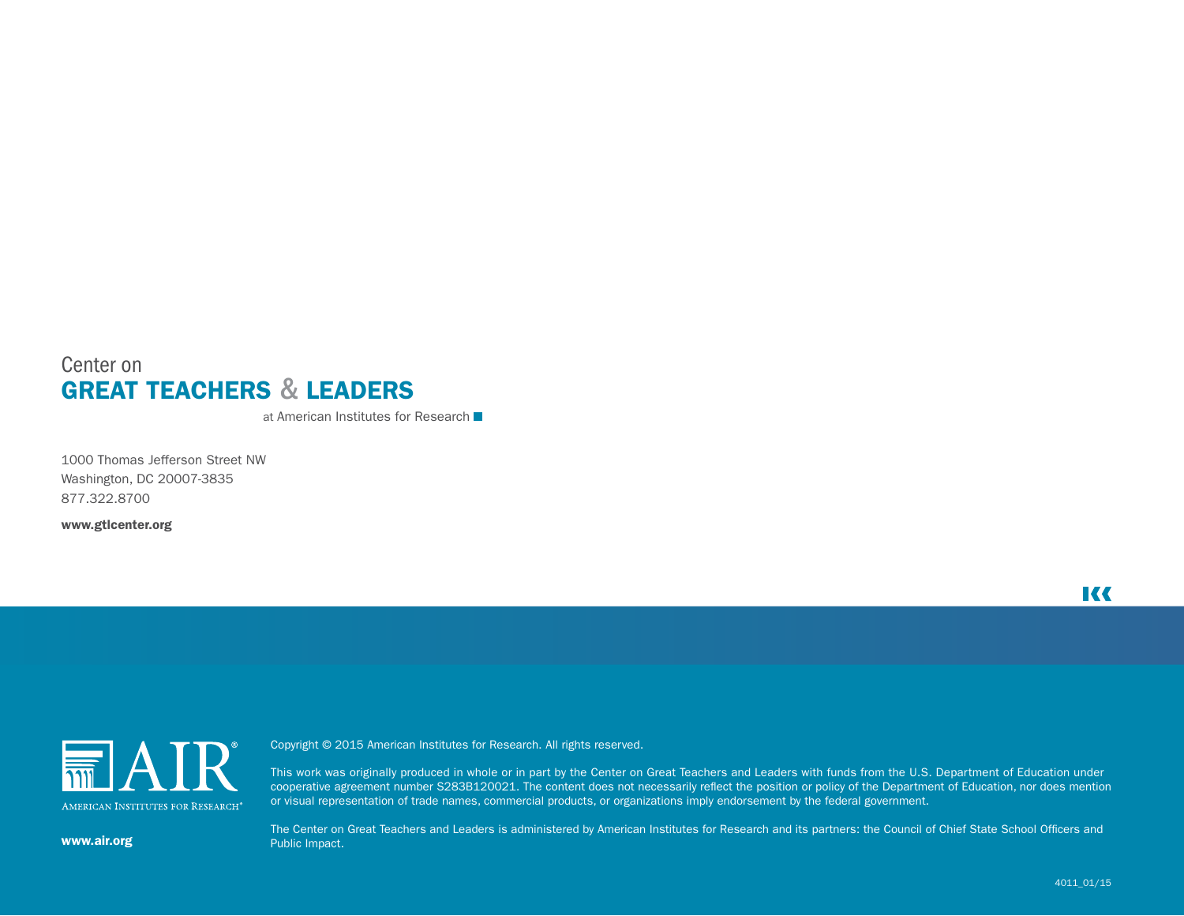Center on
**GREAT TEACHERS & LEADERS**
at American Institutes for Research

1000 Thomas Jefferson Street NW
Washington, DC 20007-3835
877.322.8700

**www.gtlcenter.org**

AIR
American Institutes for Research®

**www.air.org**

Copyright © 2015 American Institutes for Research. All rights reserved.

This work was originally produced in whole or in part by the Center on Great Teachers and Leaders with funds from the U.S. Department of Education under cooperative agreement number S283B120021. The content does not necessarily reflect the position or policy of the Department of Education, nor does mention or visual representation of trade names, commercial products, or organizations imply endorsement by the federal government.

The Center on Great Teachers and Leaders is administered by American Institutes for Research and its partners: the Council of Chief State School Officers and Public Impact.

4011_01/15